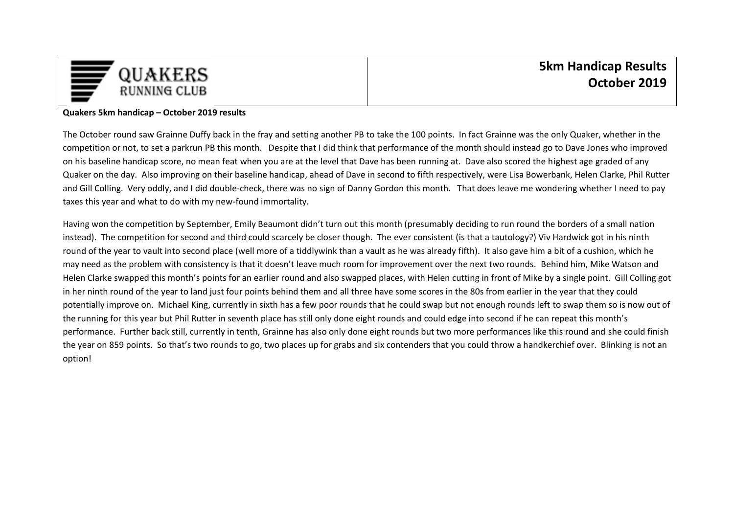# 5km Handicap Results October 2019

**Quakers 5km handicap – October 2019 results**

The October round saw Grainne Duffy back in the fray and setting another PB to take the 100 points. In fact Grainne was the only Quaker, whether in the competition or not, to set a parkrun PB this month. Despite that I did think that performance of the month should instead go to Dave Jones who improved on his baseline handicap score, no mean feat when you are at the level that Dave has been running at. Dave also scored the highest age graded of any Quaker on the day. Also improving on their baseline handicap, ahead of Dave in second to fifth respectively, were Lisa Bowerbank, Helen Clarke, Phil Rutter and Gill Colling. Very oddly, and I did double-check, there was no sign of Danny Gordon this month. That does leave me wondering whether I need to pay taxes this year and what to do with my new-found immortality.

Having won the competition by September, Emily Beaumont didn't turn out this month (presumably deciding to run round the borders of a small nation instead). The competition for second and third could scarcely be closer though. The ever consistent (is that a tautology?) Viv Hardwick got in his ninth round of the year to vault into second place (well more of a tiddlywink than a vault as he was already fifth). It also gave him a bit of a cushion, which he may need as the problem with consistency is that it doesn't leave much room for improvement over the next two rounds. Behind him, Mike Watson and Helen Clarke swapped this month's points for an earlier round and also swapped places, with Helen cutting in front of Mike by a single point. Gill Colling got in her ninth round of the year to land just four points behind them and all three have some scores in the 80s from earlier in the year that they could potentially improve on. Michael King, currently in sixth has a few poor rounds that he could swap but not enough rounds left to swap them so is now out of the running for this year but Phil Rutter in seventh place has still only done eight rounds and could edge into second if he can repeat this month's performance. Further back still, currently in tenth, Grainne has also only done eight rounds but two more performances like this round and she could finish the year on 859 points. So that's two rounds to go, two places up for grabs and six contenders that you could throw a handkerchief over. Blinking is not an option!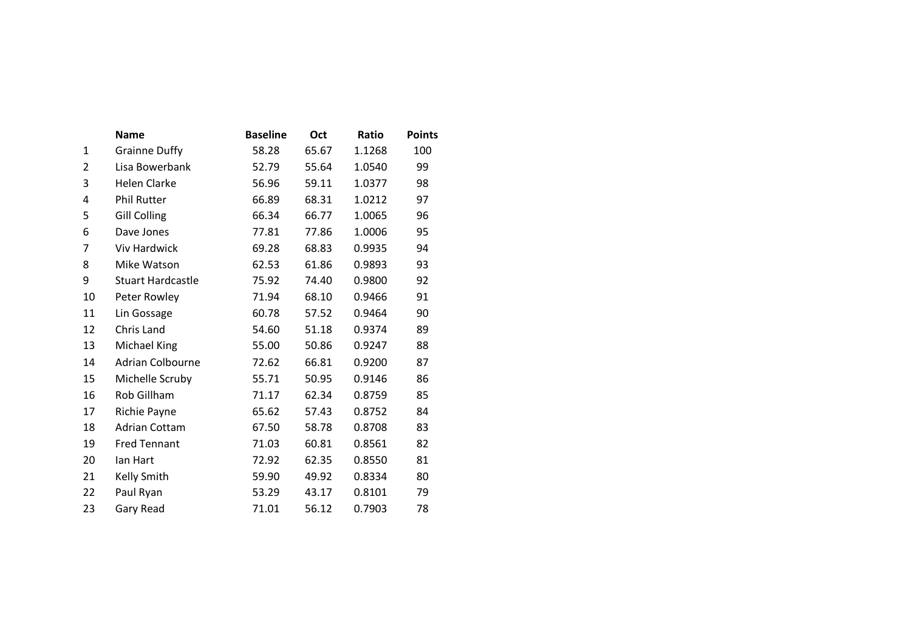| | Name | Baseline | Oct | Ratio | Points |
|---|---|---|---|---|---|
| 1 | Grainne Duffy | 58.28 | 65.67 | 1.1268 | 100 |
| 2 | Lisa Bowerbank | 52.79 | 55.64 | 1.0540 | 99 |
| 3 | Helen Clarke | 56.96 | 59.11 | 1.0377 | 98 |
| 4 | Phil Rutter | 66.89 | 68.31 | 1.0212 | 97 |
| 5 | Gill Colling | 66.34 | 66.77 | 1.0065 | 96 |
| 6 | Dave Jones | 77.81 | 77.86 | 1.0006 | 95 |
| 7 | Viv Hardwick | 69.28 | 68.83 | 0.9935 | 94 |
| 8 | Mike Watson | 62.53 | 61.86 | 0.9893 | 93 |
| 9 | Stuart Hardcastle | 75.92 | 74.40 | 0.9800 | 92 |
| 10 | Peter Rowley | 71.94 | 68.10 | 0.9466 | 91 |
| 11 | Lin Gossage | 60.78 | 57.52 | 0.9464 | 90 |
| 12 | Chris Land | 54.60 | 51.18 | 0.9374 | 89 |
| 13 | Michael King | 55.00 | 50.86 | 0.9247 | 88 |
| 14 | Adrian Colbourne | 72.62 | 66.81 | 0.9200 | 87 |
| 15 | Michelle Scruby | 55.71 | 50.95 | 0.9146 | 86 |
| 16 | Rob Gillham | 71.17 | 62.34 | 0.8759 | 85 |
| 17 | Richie Payne | 65.62 | 57.43 | 0.8752 | 84 |
| 18 | Adrian Cottam | 67.50 | 58.78 | 0.8708 | 83 |
| 19 | Fred Tennant | 71.03 | 60.81 | 0.8561 | 82 |
| 20 | Ian Hart | 72.92 | 62.35 | 0.8550 | 81 |
| 21 | Kelly Smith | 59.90 | 49.92 | 0.8334 | 80 |
| 22 | Paul Ryan | 53.29 | 43.17 | 0.8101 | 79 |
| 23 | Gary Read | 71.01 | 56.12 | 0.7903 | 78 |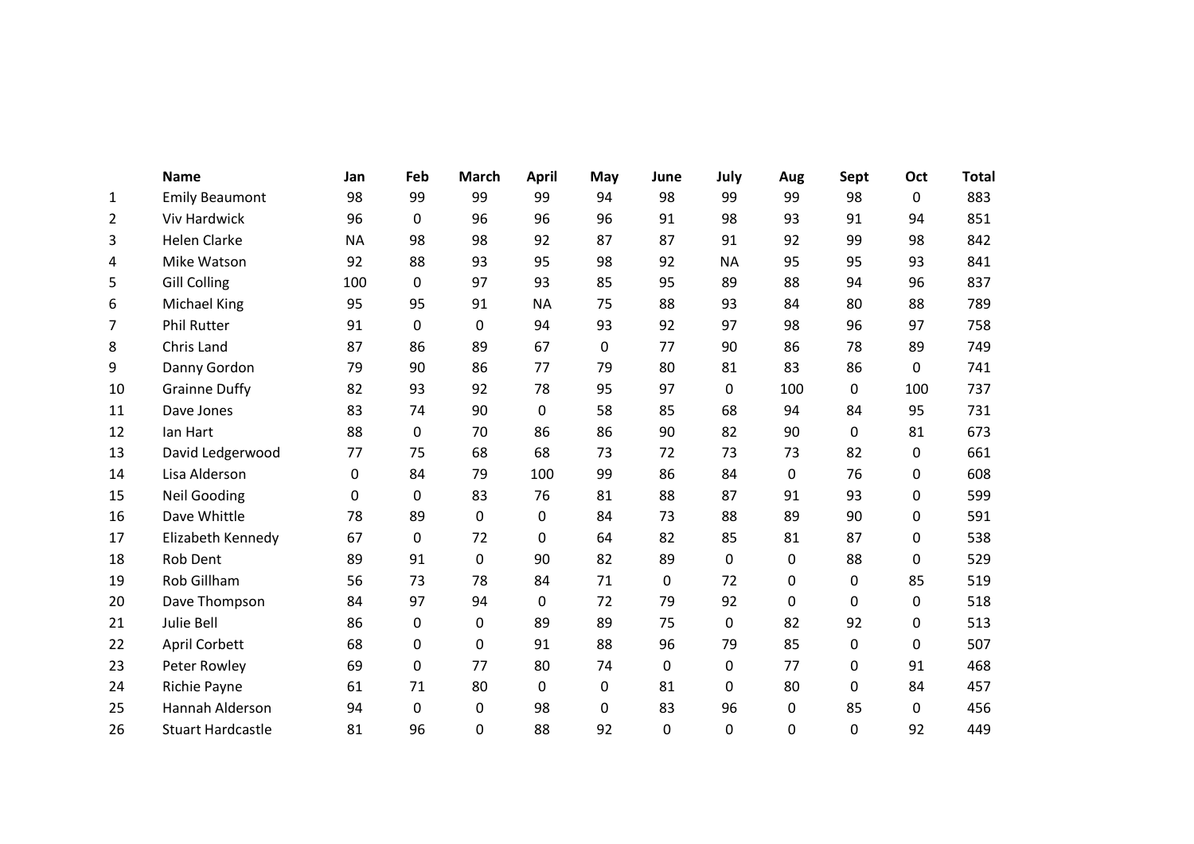|  | Name | Jan | Feb | March | April | May | June | July | Aug | Sept | Oct | Total |
|---|---|---|---|---|---|---|---|---|---|---|---|---|
| 1 | Emily Beaumont | 98 | 99 | 99 | 99 | 94 | 98 | 99 | 99 | 98 | 0 | 883 |
| 2 | Viv Hardwick | 96 | 0 | 96 | 96 | 96 | 91 | 98 | 93 | 91 | 94 | 851 |
| 3 | Helen Clarke | NA | 98 | 98 | 92 | 87 | 87 | 91 | 92 | 99 | 98 | 842 |
| 4 | Mike Watson | 92 | 88 | 93 | 95 | 98 | 92 | NA | 95 | 95 | 93 | 841 |
| 5 | Gill Colling | 100 | 0 | 97 | 93 | 85 | 95 | 89 | 88 | 94 | 96 | 837 |
| 6 | Michael King | 95 | 95 | 91 | NA | 75 | 88 | 93 | 84 | 80 | 88 | 789 |
| 7 | Phil Rutter | 91 | 0 | 0 | 94 | 93 | 92 | 97 | 98 | 96 | 97 | 758 |
| 8 | Chris Land | 87 | 86 | 89 | 67 | 0 | 77 | 90 | 86 | 78 | 89 | 749 |
| 9 | Danny Gordon | 79 | 90 | 86 | 77 | 79 | 80 | 81 | 83 | 86 | 0 | 741 |
| 10 | Grainne Duffy | 82 | 93 | 92 | 78 | 95 | 97 | 0 | 100 | 0 | 100 | 737 |
| 11 | Dave Jones | 83 | 74 | 90 | 0 | 58 | 85 | 68 | 94 | 84 | 95 | 731 |
| 12 | Ian Hart | 88 | 0 | 70 | 86 | 86 | 90 | 82 | 90 | 0 | 81 | 673 |
| 13 | David Ledgerwood | 77 | 75 | 68 | 68 | 73 | 72 | 73 | 73 | 82 | 0 | 661 |
| 14 | Lisa Alderson | 0 | 84 | 79 | 100 | 99 | 86 | 84 | 0 | 76 | 0 | 608 |
| 15 | Neil Gooding | 0 | 0 | 83 | 76 | 81 | 88 | 87 | 91 | 93 | 0 | 599 |
| 16 | Dave Whittle | 78 | 89 | 0 | 0 | 84 | 73 | 88 | 89 | 90 | 0 | 591 |
| 17 | Elizabeth Kennedy | 67 | 0 | 72 | 0 | 64 | 82 | 85 | 81 | 87 | 0 | 538 |
| 18 | Rob Dent | 89 | 91 | 0 | 90 | 82 | 89 | 0 | 0 | 88 | 0 | 529 |
| 19 | Rob Gillham | 56 | 73 | 78 | 84 | 71 | 0 | 72 | 0 | 0 | 85 | 519 |
| 20 | Dave Thompson | 84 | 97 | 94 | 0 | 72 | 79 | 92 | 0 | 0 | 0 | 518 |
| 21 | Julie Bell | 86 | 0 | 0 | 89 | 89 | 75 | 0 | 82 | 92 | 0 | 513 |
| 22 | April Corbett | 68 | 0 | 0 | 91 | 88 | 96 | 79 | 85 | 0 | 0 | 507 |
| 23 | Peter Rowley | 69 | 0 | 77 | 80 | 74 | 0 | 0 | 77 | 0 | 91 | 468 |
| 24 | Richie Payne | 61 | 71 | 80 | 0 | 0 | 81 | 0 | 80 | 0 | 84 | 457 |
| 25 | Hannah Alderson | 94 | 0 | 0 | 98 | 0 | 83 | 96 | 0 | 85 | 0 | 456 |
| 26 | Stuart Hardcastle | 81 | 96 | 0 | 88 | 92 | 0 | 0 | 0 | 0 | 92 | 449 |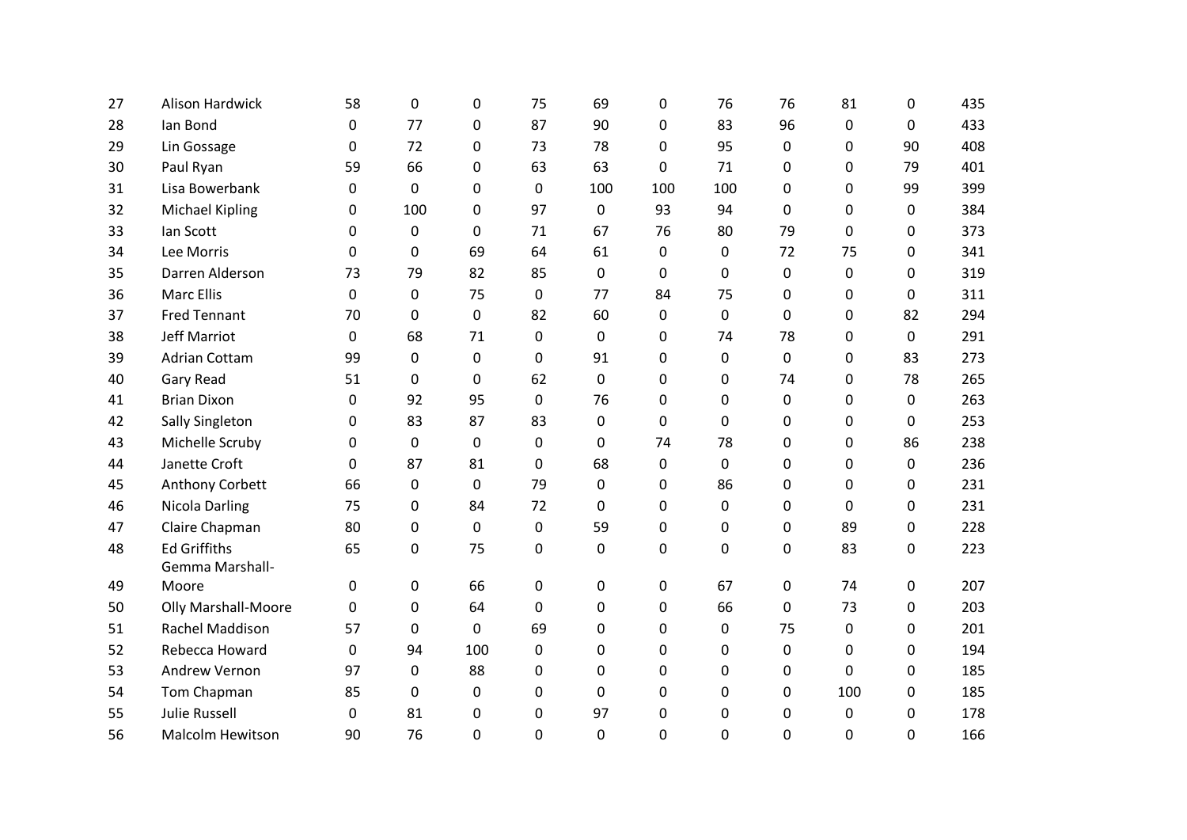| | | | | | | | | | | | | |
|---|---|---|---|---|---|---|---|---|---|---|---|---|
| 27 | Alison Hardwick | 58 | 0 | 0 | 75 | 69 | 0 | 76 | 76 | 81 | 0 | 435 |
| 28 | Ian Bond | 0 | 77 | 0 | 87 | 90 | 0 | 83 | 96 | 0 | 0 | 433 |
| 29 | Lin Gossage | 0 | 72 | 0 | 73 | 78 | 0 | 95 | 0 | 0 | 90 | 408 |
| 30 | Paul Ryan | 59 | 66 | 0 | 63 | 63 | 0 | 71 | 0 | 0 | 79 | 401 |
| 31 | Lisa Bowerbank | 0 | 0 | 0 | 0 | 100 | 100 | 100 | 0 | 0 | 99 | 399 |
| 32 | Michael Kipling | 0 | 100 | 0 | 97 | 0 | 93 | 94 | 0 | 0 | 0 | 384 |
| 33 | Ian Scott | 0 | 0 | 0 | 71 | 67 | 76 | 80 | 79 | 0 | 0 | 373 |
| 34 | Lee Morris | 0 | 0 | 69 | 64 | 61 | 0 | 0 | 72 | 75 | 0 | 341 |
| 35 | Darren Alderson | 73 | 79 | 82 | 85 | 0 | 0 | 0 | 0 | 0 | 0 | 319 |
| 36 | Marc Ellis | 0 | 0 | 75 | 0 | 77 | 84 | 75 | 0 | 0 | 0 | 311 |
| 37 | Fred Tennant | 70 | 0 | 0 | 82 | 60 | 0 | 0 | 0 | 0 | 82 | 294 |
| 38 | Jeff Marriot | 0 | 68 | 71 | 0 | 0 | 0 | 74 | 78 | 0 | 0 | 291 |
| 39 | Adrian Cottam | 99 | 0 | 0 | 0 | 91 | 0 | 0 | 0 | 0 | 83 | 273 |
| 40 | Gary Read | 51 | 0 | 0 | 62 | 0 | 0 | 0 | 74 | 0 | 78 | 265 |
| 41 | Brian Dixon | 0 | 92 | 95 | 0 | 76 | 0 | 0 | 0 | 0 | 0 | 263 |
| 42 | Sally Singleton | 0 | 83 | 87 | 83 | 0 | 0 | 0 | 0 | 0 | 0 | 253 |
| 43 | Michelle Scruby | 0 | 0 | 0 | 0 | 0 | 74 | 78 | 0 | 0 | 86 | 238 |
| 44 | Janette Croft | 0 | 87 | 81 | 0 | 68 | 0 | 0 | 0 | 0 | 0 | 236 |
| 45 | Anthony Corbett | 66 | 0 | 0 | 79 | 0 | 0 | 86 | 0 | 0 | 0 | 231 |
| 46 | Nicola Darling | 75 | 0 | 84 | 72 | 0 | 0 | 0 | 0 | 0 | 0 | 231 |
| 47 | Claire Chapman | 80 | 0 | 0 | 0 | 59 | 0 | 0 | 0 | 89 | 0 | 228 |
| 48 | Ed Griffiths | 65 | 0 | 75 | 0 | 0 | 0 | 0 | 0 | 83 | 0 | 223 |
| 49 | Gemma Marshall-Moore | 0 | 0 | 66 | 0 | 0 | 0 | 67 | 0 | 74 | 0 | 207 |
| 50 | Olly Marshall-Moore | 0 | 0 | 64 | 0 | 0 | 0 | 66 | 0 | 73 | 0 | 203 |
| 51 | Rachel Maddison | 57 | 0 | 0 | 69 | 0 | 0 | 0 | 75 | 0 | 0 | 201 |
| 52 | Rebecca Howard | 0 | 94 | 100 | 0 | 0 | 0 | 0 | 0 | 0 | 0 | 194 |
| 53 | Andrew Vernon | 97 | 0 | 88 | 0 | 0 | 0 | 0 | 0 | 0 | 0 | 185 |
| 54 | Tom Chapman | 85 | 0 | 0 | 0 | 0 | 0 | 0 | 0 | 100 | 0 | 185 |
| 55 | Julie Russell | 0 | 81 | 0 | 0 | 97 | 0 | 0 | 0 | 0 | 0 | 178 |
| 56 | Malcolm Hewitson | 90 | 76 | 0 | 0 | 0 | 0 | 0 | 0 | 0 | 0 | 166 |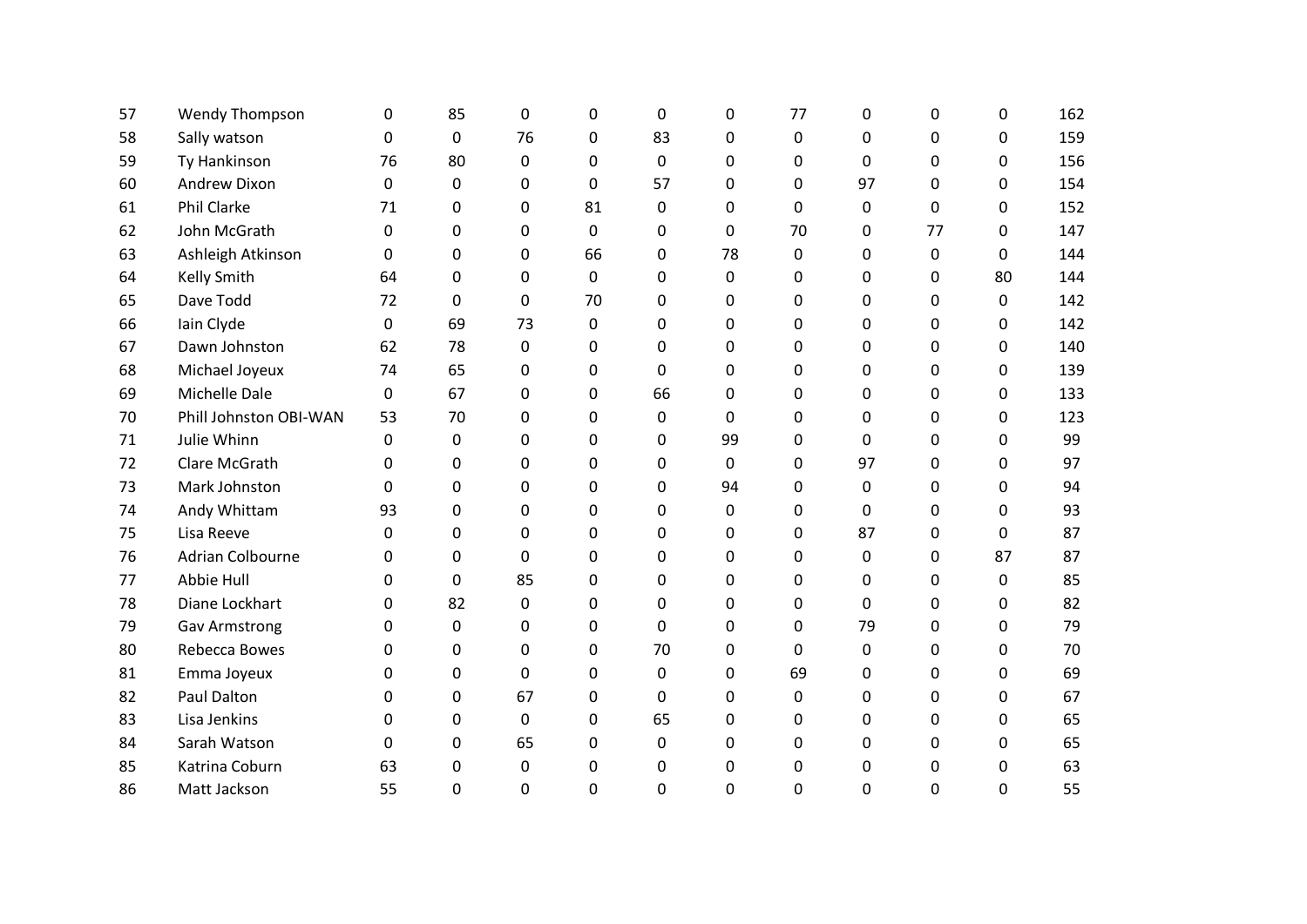|  |  |  |  |  |  |  |  |  |  |  |  |  |
|---|---|---|---|---|---|---|---|---|---|---|---|---|
| 57 | Wendy Thompson | 0 | 85 | 0 | 0 | 0 | 0 | 77 | 0 | 0 | 0 | 162 |
| 58 | Sally watson | 0 | 0 | 76 | 0 | 83 | 0 | 0 | 0 | 0 | 0 | 159 |
| 59 | Ty Hankinson | 76 | 80 | 0 | 0 | 0 | 0 | 0 | 0 | 0 | 0 | 156 |
| 60 | Andrew Dixon | 0 | 0 | 0 | 0 | 57 | 0 | 0 | 97 | 0 | 0 | 154 |
| 61 | Phil Clarke | 71 | 0 | 0 | 81 | 0 | 0 | 0 | 0 | 0 | 0 | 152 |
| 62 | John McGrath | 0 | 0 | 0 | 0 | 0 | 0 | 70 | 0 | 77 | 0 | 147 |
| 63 | Ashleigh Atkinson | 0 | 0 | 0 | 66 | 0 | 78 | 0 | 0 | 0 | 0 | 144 |
| 64 | Kelly Smith | 64 | 0 | 0 | 0 | 0 | 0 | 0 | 0 | 0 | 80 | 144 |
| 65 | Dave Todd | 72 | 0 | 0 | 70 | 0 | 0 | 0 | 0 | 0 | 0 | 142 |
| 66 | Iain Clyde | 0 | 69 | 73 | 0 | 0 | 0 | 0 | 0 | 0 | 0 | 142 |
| 67 | Dawn Johnston | 62 | 78 | 0 | 0 | 0 | 0 | 0 | 0 | 0 | 0 | 140 |
| 68 | Michael Joyeux | 74 | 65 | 0 | 0 | 0 | 0 | 0 | 0 | 0 | 0 | 139 |
| 69 | Michelle Dale | 0 | 67 | 0 | 0 | 66 | 0 | 0 | 0 | 0 | 0 | 133 |
| 70 | Phill Johnston OBI-WAN | 53 | 70 | 0 | 0 | 0 | 0 | 0 | 0 | 0 | 0 | 123 |
| 71 | Julie Whinn | 0 | 0 | 0 | 0 | 0 | 99 | 0 | 0 | 0 | 0 | 99 |
| 72 | Clare McGrath | 0 | 0 | 0 | 0 | 0 | 0 | 0 | 97 | 0 | 0 | 97 |
| 73 | Mark Johnston | 0 | 0 | 0 | 0 | 0 | 94 | 0 | 0 | 0 | 0 | 94 |
| 74 | Andy Whittam | 93 | 0 | 0 | 0 | 0 | 0 | 0 | 0 | 0 | 0 | 93 |
| 75 | Lisa Reeve | 0 | 0 | 0 | 0 | 0 | 0 | 0 | 87 | 0 | 0 | 87 |
| 76 | Adrian Colbourne | 0 | 0 | 0 | 0 | 0 | 0 | 0 | 0 | 0 | 87 | 87 |
| 77 | Abbie Hull | 0 | 0 | 85 | 0 | 0 | 0 | 0 | 0 | 0 | 0 | 85 |
| 78 | Diane Lockhart | 0 | 82 | 0 | 0 | 0 | 0 | 0 | 0 | 0 | 0 | 82 |
| 79 | Gav Armstrong | 0 | 0 | 0 | 0 | 0 | 0 | 0 | 79 | 0 | 0 | 79 |
| 80 | Rebecca Bowes | 0 | 0 | 0 | 0 | 70 | 0 | 0 | 0 | 0 | 0 | 70 |
| 81 | Emma Joyeux | 0 | 0 | 0 | 0 | 0 | 0 | 69 | 0 | 0 | 0 | 69 |
| 82 | Paul Dalton | 0 | 0 | 67 | 0 | 0 | 0 | 0 | 0 | 0 | 0 | 67 |
| 83 | Lisa Jenkins | 0 | 0 | 0 | 0 | 65 | 0 | 0 | 0 | 0 | 0 | 65 |
| 84 | Sarah Watson | 0 | 0 | 65 | 0 | 0 | 0 | 0 | 0 | 0 | 0 | 65 |
| 85 | Katrina Coburn | 63 | 0 | 0 | 0 | 0 | 0 | 0 | 0 | 0 | 0 | 63 |
| 86 | Matt Jackson | 55 | 0 | 0 | 0 | 0 | 0 | 0 | 0 | 0 | 0 | 55 |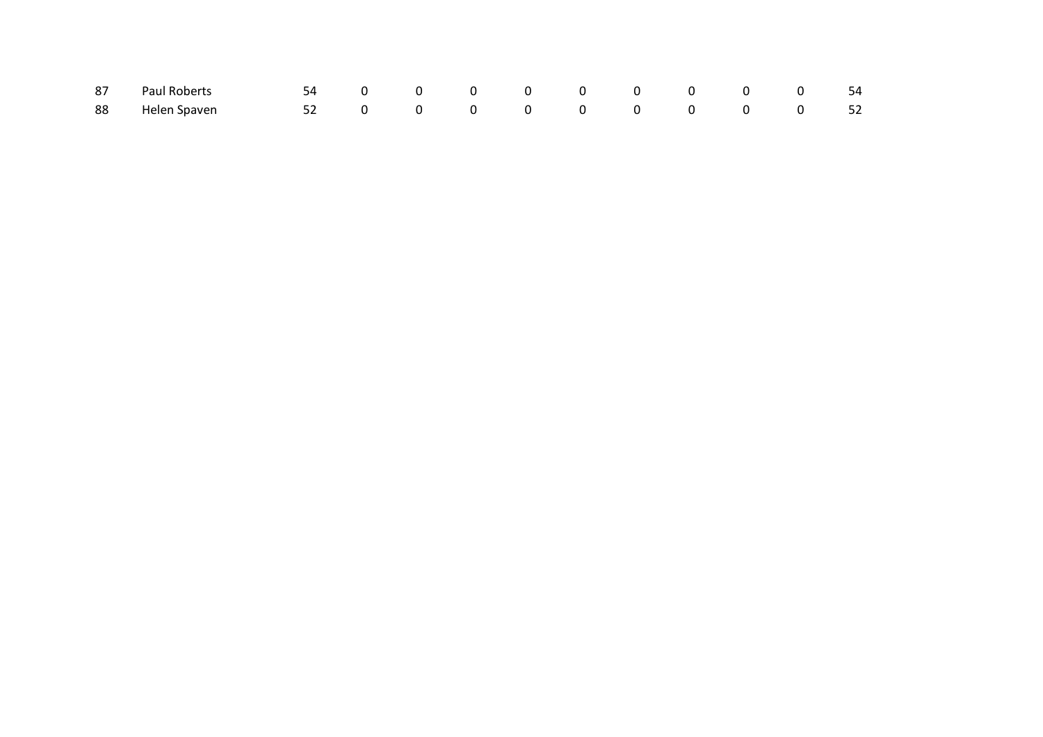| | | | | | | | | | | | |
|---|---|---|---|---|---|---|---|---|---|---|---|
| 87 | Paul Roberts | 54 | 0 | 0 | 0 | 0 | 0 | 0 | 0 | 0 | 0 | 54 |
| 88 | Helen Spaven | 52 | 0 | 0 | 0 | 0 | 0 | 0 | 0 | 0 | 0 | 52 |